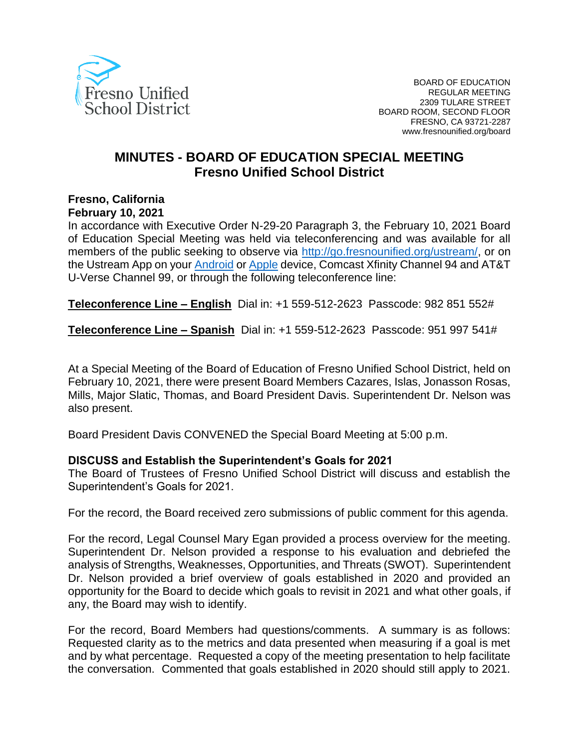Fresno Unified School District

BOARD OF EDUCATION
REGULAR MEETING
2309 TULARE STREET
BOARD ROOM, SECOND FLOOR
FRESNO, CA 93721-2287
www.fresnounified.org/board

# MINUTES - BOARD OF EDUCATION SPECIAL MEETING
## Fresno Unified School District

**Fresno, California**
**February 10, 2021**

In accordance with Executive Order N-29-20 Paragraph 3, the February 10, 2021 Board of Education Special Meeting was held via teleconferencing and was available for all members of the public seeking to observe via http://go.fresnounified.org/ustream/, or on the Ustream App on your Android or Apple device, Comcast Xfinity Channel 94 and AT&T U-Verse Channel 99, or through the following teleconference line:

**Teleconference Line – English** Dial in: +1 559-512-2623 Passcode: 982 851 552#

**Teleconference Line – Spanish** Dial in: +1 559-512-2623 Passcode: 951 997 541#

At a Special Meeting of the Board of Education of Fresno Unified School District, held on February 10, 2021, there were present Board Members Cazares, Islas, Jonasson Rosas, Mills, Major Slatic, Thomas, and Board President Davis. Superintendent Dr. Nelson was also present.

Board President Davis CONVENED the Special Board Meeting at 5:00 p.m.

**DISCUSS and Establish the Superintendent's Goals for 2021**

The Board of Trustees of Fresno Unified School District will discuss and establish the Superintendent's Goals for 2021.

For the record, the Board received zero submissions of public comment for this agenda.

For the record, Legal Counsel Mary Egan provided a process overview for the meeting. Superintendent Dr. Nelson provided a response to his evaluation and debriefed the analysis of Strengths, Weaknesses, Opportunities, and Threats (SWOT). Superintendent Dr. Nelson provided a brief overview of goals established in 2020 and provided an opportunity for the Board to decide which goals to revisit in 2021 and what other goals, if any, the Board may wish to identify.

For the record, Board Members had questions/comments. A summary is as follows: Requested clarity as to the metrics and data presented when measuring if a goal is met and by what percentage. Requested a copy of the meeting presentation to help facilitate the conversation. Commented that goals established in 2020 should still apply to 2021.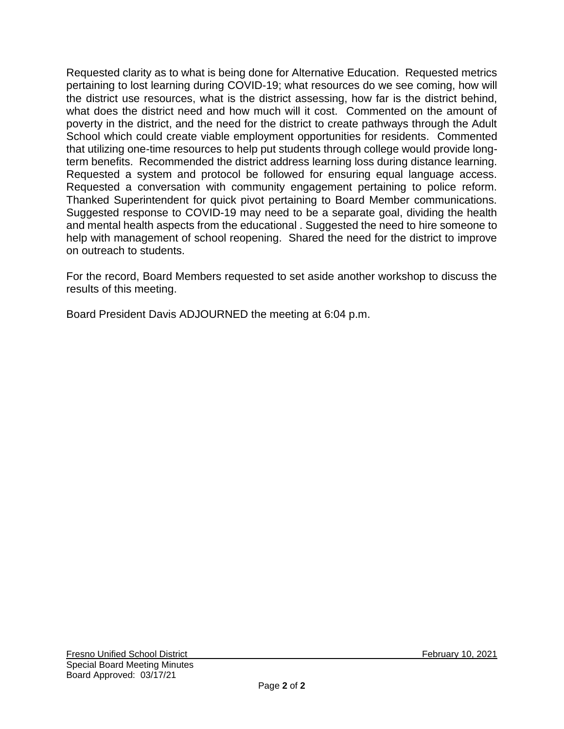Requested clarity as to what is being done for Alternative Education. Requested metrics pertaining to lost learning during COVID-19; what resources do we see coming, how will the district use resources, what is the district assessing, how far is the district behind, what does the district need and how much will it cost. Commented on the amount of poverty in the district, and the need for the district to create pathways through the Adult School which could create viable employment opportunities for residents. Commented that utilizing one-time resources to help put students through college would provide long-term benefits. Recommended the district address learning loss during distance learning. Requested a system and protocol be followed for ensuring equal language access. Requested a conversation with community engagement pertaining to police reform. Thanked Superintendent for quick pivot pertaining to Board Member communications. Suggested response to COVID-19 may need to be a separate goal, dividing the health and mental health aspects from the educational . Suggested the need to hire someone to help with management of school reopening. Shared the need for the district to improve on outreach to students.

For the record, Board Members requested to set aside another workshop to discuss the results of this meeting.

Board President Davis ADJOURNED the meeting at 6:04 p.m.